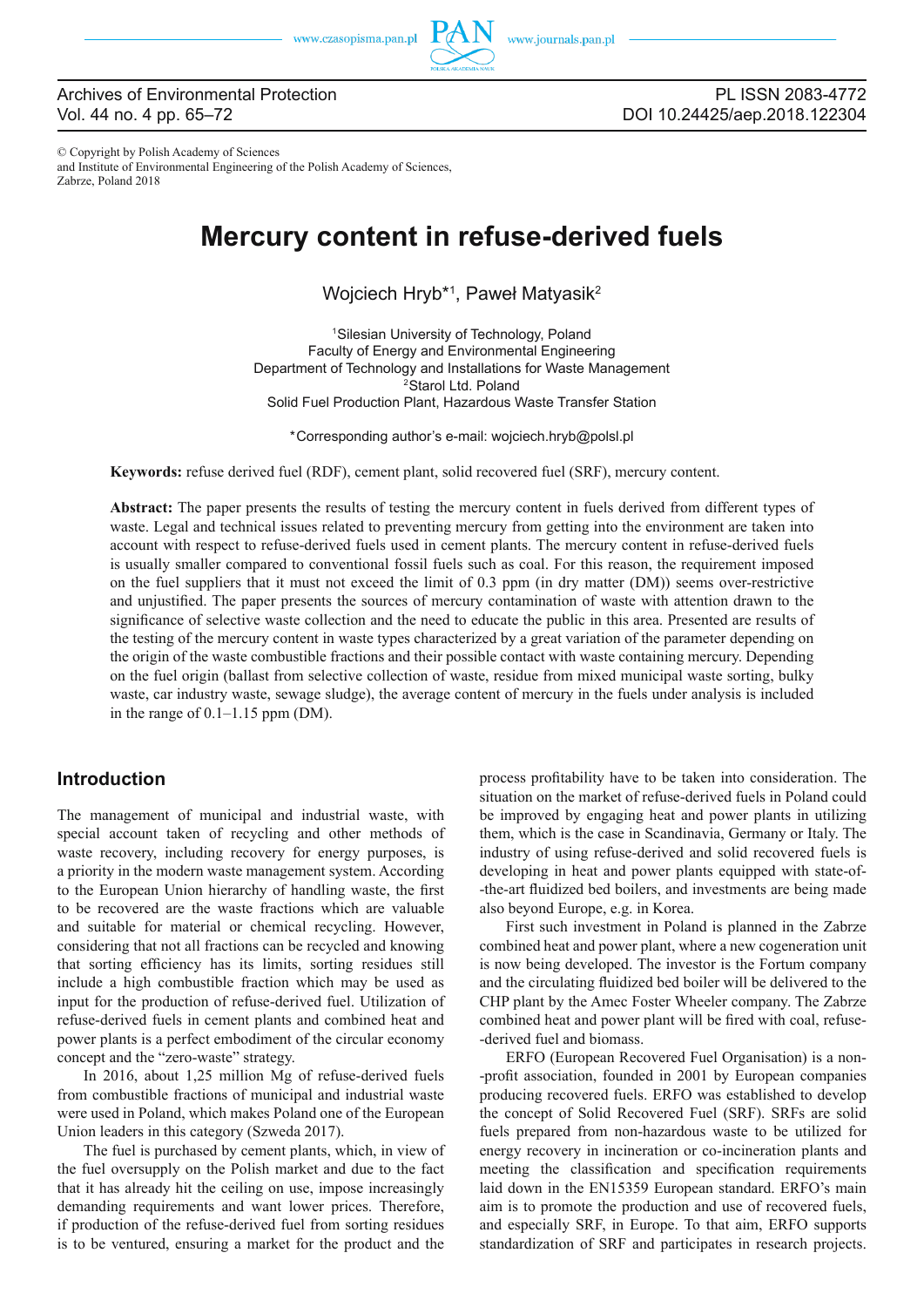© Copyright by Polish Academy of Sciences
and Institute of Environmental Engineering of the Polish Academy of Sciences,
Zabrze, Poland 2018

# Mercury content in refuse-derived fuels

Wojciech Hryb*[1], Paweł Matyasik[2]

[1]Silesian University of Technology, Poland
Faculty of Energy and Environmental Engineering
Department of Technology and Installations for Waste Management
[2]Starol Ltd. Poland
Solid Fuel Production Plant, Hazardous Waste Transfer Station

*Corresponding author's e-mail: wojciech.hryb@polsl.pl

**Keywords:** refuse derived fuel (RDF), cement plant, solid recovered fuel (SRF), mercury content.

**Abstract:** The paper presents the results of testing the mercury content in fuels derived from different types of waste. Legal and technical issues related to preventing mercury from getting into the environment are taken into account with respect to refuse-derived fuels used in cement plants. The mercury content in refuse-derived fuels is usually smaller compared to conventional fossil fuels such as coal. For this reason, the requirement imposed on the fuel suppliers that it must not exceed the limit of 0.3 ppm (in dry matter (DM)) seems over-restrictive and unjustified. The paper presents the sources of mercury contamination of waste with attention drawn to the significance of selective waste collection and the need to educate the public in this area. Presented are results of the testing of the mercury content in waste types characterized by a great variation of the parameter depending on the origin of the waste combustible fractions and their possible contact with waste containing mercury. Depending on the fuel origin (ballast from selective collection of waste, residue from mixed municipal waste sorting, bulky waste, car industry waste, sewage sludge), the average content of mercury in the fuels under analysis is included in the range of 0.1–1.15 ppm (DM).

## Introduction

The management of municipal and industrial waste, with special account taken of recycling and other methods of waste recovery, including recovery for energy purposes, is a priority in the modern waste management system. According to the European Union hierarchy of handling waste, the first to be recovered are the waste fractions which are valuable and suitable for material or chemical recycling. However, considering that not all fractions can be recycled and knowing that sorting efficiency has its limits, sorting residues still include a high combustible fraction which may be used as input for the production of refuse-derived fuel. Utilization of refuse-derived fuels in cement plants and combined heat and power plants is a perfect embodiment of the circular economy concept and the "zero-waste" strategy.

In 2016, about 1,25 million Mg of refuse-derived fuels from combustible fractions of municipal and industrial waste were used in Poland, which makes Poland one of the European Union leaders in this category (Szweda 2017).

The fuel is purchased by cement plants, which, in view of the fuel oversupply on the Polish market and due to the fact that it has already hit the ceiling on use, impose increasingly demanding requirements and want lower prices. Therefore, if production of the refuse-derived fuel from sorting residues is to be ventured, ensuring a market for the product and the process profitability have to be taken into consideration. The situation on the market of refuse-derived fuels in Poland could be improved by engaging heat and power plants in utilizing them, which is the case in Scandinavia, Germany or Italy. The industry of using refuse-derived and solid recovered fuels is developing in heat and power plants equipped with state-of-the-art fluidized bed boilers, and investments are being made also beyond Europe, e.g. in Korea.

First such investment in Poland is planned in the Zabrze combined heat and power plant, where a new cogeneration unit is now being developed. The investor is the Fortum company and the circulating fluidized bed boiler will be delivered to the CHP plant by the Amec Foster Wheeler company. The Zabrze combined heat and power plant will be fired with coal, refuse-derived fuel and biomass.

ERFO (European Recovered Fuel Organisation) is a non-profit association, founded in 2001 by European companies producing recovered fuels. ERFO was established to develop the concept of Solid Recovered Fuel (SRF). SRFs are solid fuels prepared from non-hazardous waste to be utilized for energy recovery in incineration or co-incineration plants and meeting the classification and specification requirements laid down in the EN15359 European standard. ERFO's main aim is to promote the production and use of recovered fuels, and especially SRF, in Europe. To that aim, ERFO supports standardization of SRF and participates in research projects.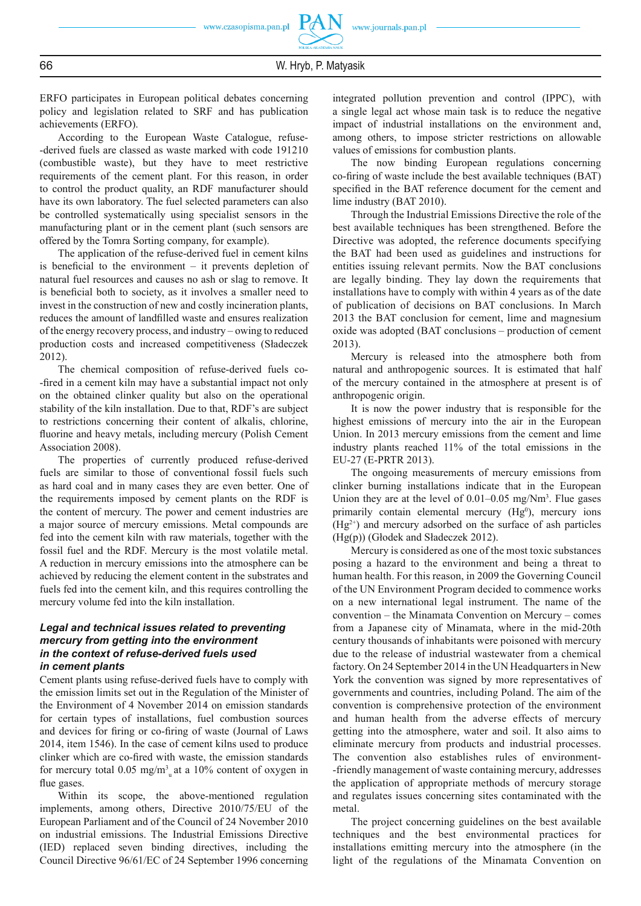ERFO participates in European political debates concerning policy and legislation related to SRF and has publication achievements (ERFO).

According to the European Waste Catalogue, refuse-derived fuels are classed as waste marked with code 191210 (combustible waste), but they have to meet restrictive requirements of the cement plant. For this reason, in order to control the product quality, an RDF manufacturer should have its own laboratory. The fuel selected parameters can also be controlled systematically using specialist sensors in the manufacturing plant or in the cement plant (such sensors are offered by the Tomra Sorting company, for example).

The application of the refuse-derived fuel in cement kilns is beneficial to the environment – it prevents depletion of natural fuel resources and causes no ash or slag to remove. It is beneficial both to society, as it involves a smaller need to invest in the construction of new and costly incineration plants, reduces the amount of landfilled waste and ensures realization of the energy recovery process, and industry – owing to reduced production costs and increased competitiveness (Sładeczek 2012).

The chemical composition of refuse-derived fuels co-fired in a cement kiln may have a substantial impact not only on the obtained clinker quality but also on the operational stability of the kiln installation. Due to that, RDF's are subject to restrictions concerning their content of alkalis, chlorine, fluorine and heavy metals, including mercury (Polish Cement Association 2008).

The properties of currently produced refuse-derived fuels are similar to those of conventional fossil fuels such as hard coal and in many cases they are even better. One of the requirements imposed by cement plants on the RDF is the content of mercury. The power and cement industries are a major source of mercury emissions. Metal compounds are fed into the cement kiln with raw materials, together with the fossil fuel and the RDF. Mercury is the most volatile metal. A reduction in mercury emissions into the atmosphere can be achieved by reducing the element content in the substrates and fuels fed into the cement kiln, and this requires controlling the mercury volume fed into the kiln installation.

### *Legal and technical issues related to preventing mercury from getting into the environment in the context of refuse-derived fuels used in cement plants*

Cement plants using refuse-derived fuels have to comply with the emission limits set out in the Regulation of the Minister of the Environment of 4 November 2014 on emission standards for certain types of installations, fuel combustion sources and devices for firing or co-firing of waste (Journal of Laws 2014, item 1546). In the case of cement kilns used to produce clinker which are co-fired with waste, the emission standards for mercury total 0.05 $mg/m^3_u$ at a 10% content of oxygen in flue gases.

Within its scope, the above-mentioned regulation implements, among others, Directive 2010/75/EU of the European Parliament and of the Council of 24 November 2010 on industrial emissions. The Industrial Emissions Directive (IED) replaced seven binding directives, including the Council Directive 96/61/EC of 24 September 1996 concerning integrated pollution prevention and control (IPPC), with a single legal act whose main task is to reduce the negative impact of industrial installations on the environment and, among others, to impose stricter restrictions on allowable values of emissions for combustion plants.

The now binding European regulations concerning co-firing of waste include the best available techniques (BAT) specified in the BAT reference document for the cement and lime industry (BAT 2010).

Through the Industrial Emissions Directive the role of the best available techniques has been strengthened. Before the Directive was adopted, the reference documents specifying the BAT had been used as guidelines and instructions for entities issuing relevant permits. Now the BAT conclusions are legally binding. They lay down the requirements that installations have to comply with within 4 years as of the date of publication of decisions on BAT conclusions. In March 2013 the BAT conclusion for cement, lime and magnesium oxide was adopted (BAT conclusions – production of cement 2013).

Mercury is released into the atmosphere both from natural and anthropogenic sources. It is estimated that half of the mercury contained in the atmosphere at present is of anthropogenic origin.

It is now the power industry that is responsible for the highest emissions of mercury into the air in the European Union. In 2013 mercury emissions from the cement and lime industry plants reached 11% of the total emissions in the EU-27 (E-PRTR 2013).

The ongoing measurements of mercury emissions from clinker burning installations indicate that in the European Union they are at the level of 0.01–0.05 $mg/Nm^3$. Flue gases primarily contain elemental mercury ($Hg^0$), mercury ions ($Hg^{2+}$) and mercury adsorbed on the surface of ash particles ($Hg(p)$) (Głodek and Sładeczek 2012).

Mercury is considered as one of the most toxic substances posing a hazard to the environment and being a threat to human health. For this reason, in 2009 the Governing Council of the UN Environment Program decided to commence works on a new international legal instrument. The name of the convention – the Minamata Convention on Mercury – comes from a Japanese city of Minamata, where in the mid-20th century thousands of inhabitants were poisoned with mercury due to the release of industrial wastewater from a chemical factory. On 24 September 2014 in the UN Headquarters in New York the convention was signed by more representatives of governments and countries, including Poland. The aim of the convention is comprehensive protection of the environment and human health from the adverse effects of mercury getting into the atmosphere, water and soil. It also aims to eliminate mercury from products and industrial processes. The convention also establishes rules of environment-friendly management of waste containing mercury, addresses the application of appropriate methods of mercury storage and regulates issues concerning sites contaminated with the metal.

The project concerning guidelines on the best available techniques and the best environmental practices for installations emitting mercury into the atmosphere (in the light of the regulations of the Minamata Convention on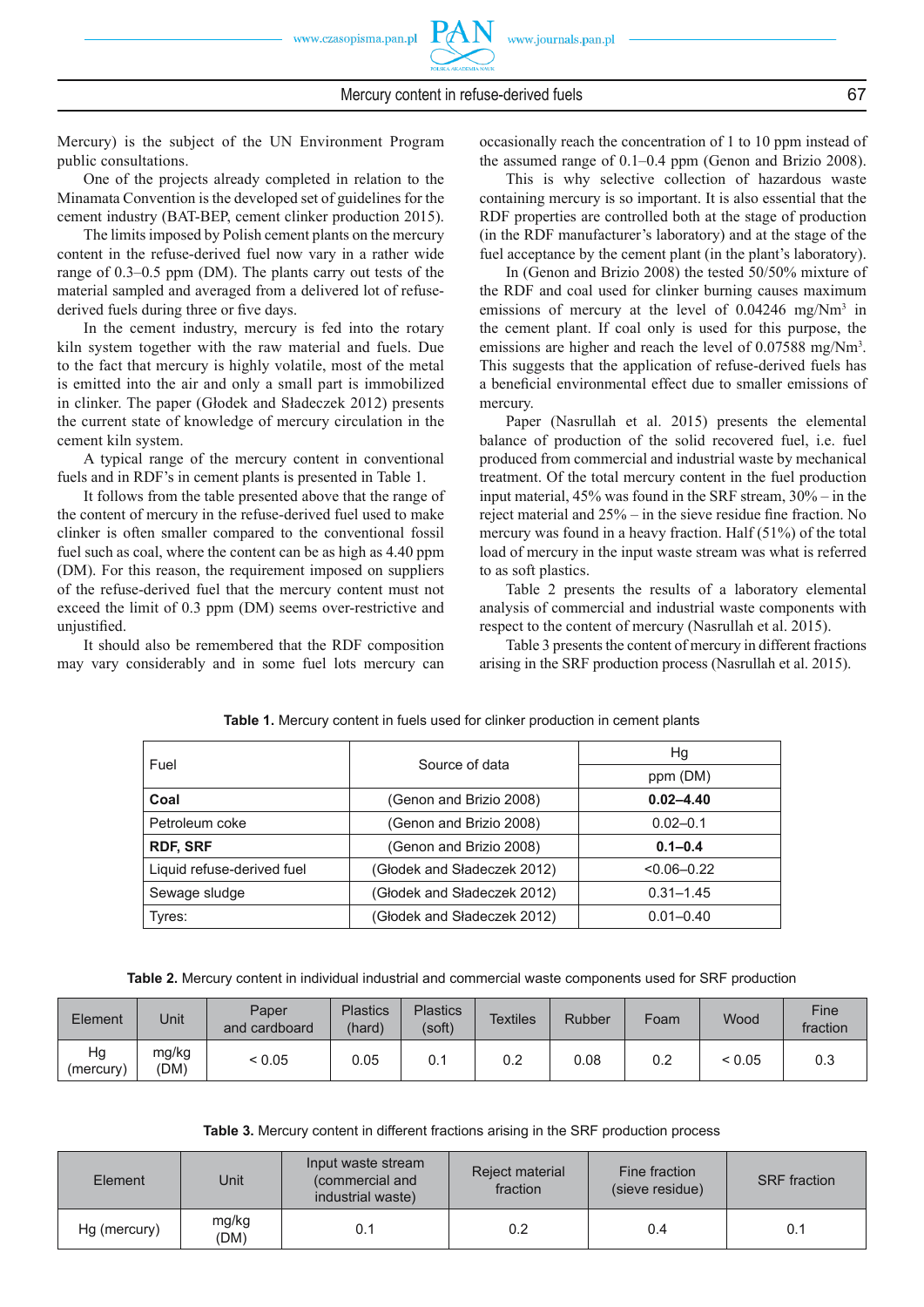Mercury) is the subject of the UN Environment Program public consultations.

One of the projects already completed in relation to the Minamata Convention is the developed set of guidelines for the cement industry (BAT-BEP, cement clinker production 2015).

The limits imposed by Polish cement plants on the mercury content in the refuse-derived fuel now vary in a rather wide range of 0.3–0.5 ppm (DM). The plants carry out tests of the material sampled and averaged from a delivered lot of refuse-derived fuels during three or five days.

In the cement industry, mercury is fed into the rotary kiln system together with the raw material and fuels. Due to the fact that mercury is highly volatile, most of the metal is emitted into the air and only a small part is immobilized in clinker. The paper (Głodek and Sładeczek 2012) presents the current state of knowledge of mercury circulation in the cement kiln system.

A typical range of the mercury content in conventional fuels and in RDF's in cement plants is presented in Table 1.

It follows from the table presented above that the range of the content of mercury in the refuse-derived fuel used to make clinker is often smaller compared to the conventional fossil fuel such as coal, where the content can be as high as 4.40 ppm (DM). For this reason, the requirement imposed on suppliers of the refuse-derived fuel that the mercury content must not exceed the limit of 0.3 ppm (DM) seems over-restrictive and unjustified.

It should also be remembered that the RDF composition may vary considerably and in some fuel lots mercury can occasionally reach the concentration of 1 to 10 ppm instead of the assumed range of 0.1–0.4 ppm (Genon and Brizio 2008).

This is why selective collection of hazardous waste containing mercury is so important. It is also essential that the RDF properties are controlled both at the stage of production (in the RDF manufacturer's laboratory) and at the stage of the fuel acceptance by the cement plant (in the plant's laboratory).

In (Genon and Brizio 2008) the tested 50/50% mixture of the RDF and coal used for clinker burning causes maximum emissions of mercury at the level of 0.04246 mg/Nm$^3$ in the cement plant. If coal only is used for this purpose, the emissions are higher and reach the level of 0.07588 mg/Nm$^3$. This suggests that the application of refuse-derived fuels has a beneficial environmental effect due to smaller emissions of mercury.

Paper (Nasrullah et al. 2015) presents the elemental balance of production of the solid recovered fuel, i.e. fuel produced from commercial and industrial waste by mechanical treatment. Of the total mercury content in the fuel production input material, 45% was found in the SRF stream, 30% – in the reject material and 25% – in the sieve residue fine fraction. No mercury was found in a heavy fraction. Half (51%) of the total load of mercury in the input waste stream was what is referred to as soft plastics.

Table 2 presents the results of a laboratory elemental analysis of commercial and industrial waste components with respect to the content of mercury (Nasrullah et al. 2015).

Table 3 presents the content of mercury in different fractions arising in the SRF production process (Nasrullah et al. 2015).

**Table 1.** Mercury content in fuels used for clinker production in cement plants

| Fuel | Source of data | Hg<br>ppm (DM) |
|---|---|---|
| **Coal** | (Genon and Brizio 2008) | **0.02–4.40** |
| Petroleum coke | (Genon and Brizio 2008) | 0.02–0.1 |
| **RDF, SRF** | (Genon and Brizio 2008) | **0.1–0.4** |
| Liquid refuse-derived fuel | (Głodek and Sładeczek 2012) | <0.06–0.22 |
| Sewage sludge | (Głodek and Sładeczek 2012) | 0.31–1.45 |
| Tyres: | (Głodek and Sładeczek 2012) | 0.01–0.40 |

**Table 2.** Mercury content in individual industrial and commercial waste components used for SRF production

| Element | Unit | Paper and cardboard | Plastics (hard) | Plastics (soft) | Textiles | Rubber | Foam | Wood | Fine fraction |
|---|---|---|---|---|---|---|---|---|---|
| Hg (mercury) | mg/kg (DM) | < 0.05 | 0.05 | 0.1 | 0.2 | 0.08 | 0.2 | < 0.05 | 0.3 |

**Table 3.** Mercury content in different fractions arising in the SRF production process

| Element | Unit | Input waste stream (commercial and industrial waste) | Reject material fraction | Fine fraction (sieve residue) | SRF fraction |
|---|---|---|---|---|---|
| Hg (mercury) | mg/kg (DM) | 0.1 | 0.2 | 0.4 | 0.1 |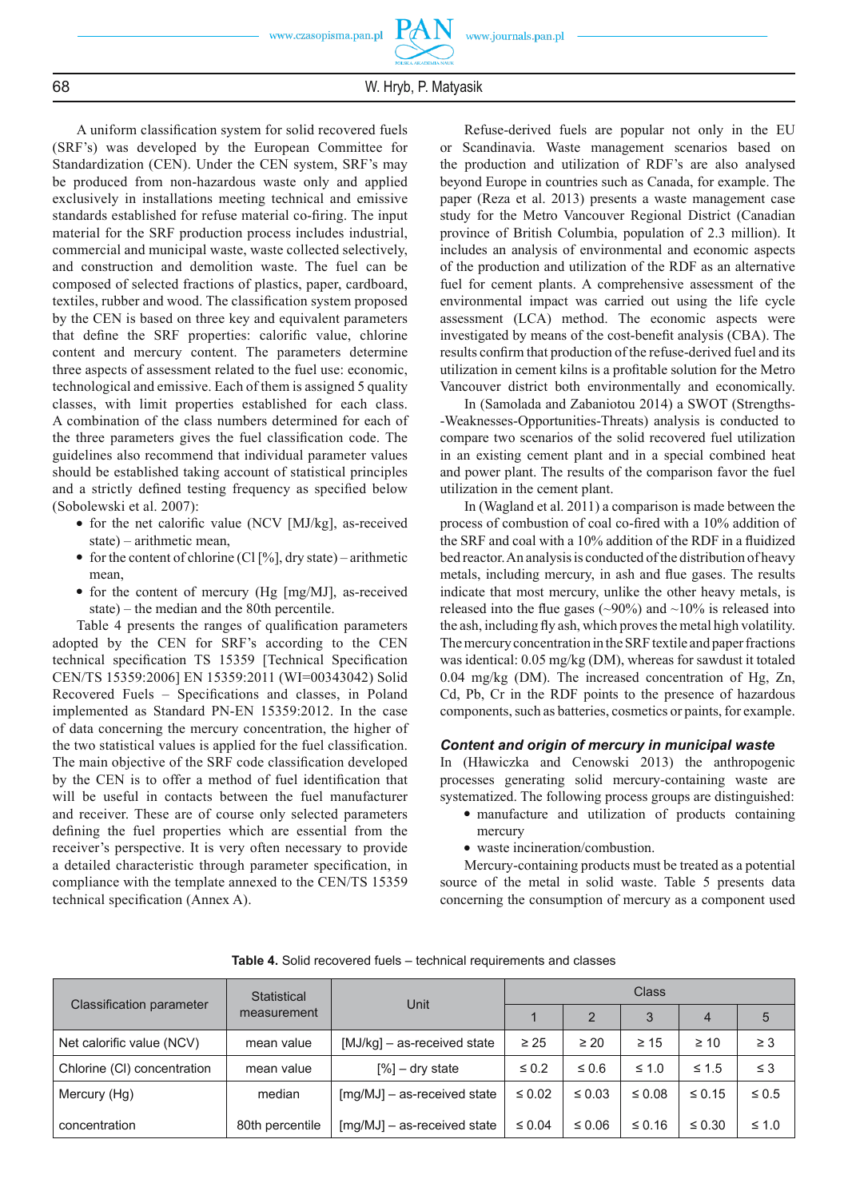A uniform classification system for solid recovered fuels (SRF's) was developed by the European Committee for Standardization (CEN). Under the CEN system, SRF's may be produced from non-hazardous waste only and applied exclusively in installations meeting technical and emissive standards established for refuse material co-firing. The input material for the SRF production process includes industrial, commercial and municipal waste, waste collected selectively, and construction and demolition waste. The fuel can be composed of selected fractions of plastics, paper, cardboard, textiles, rubber and wood. The classification system proposed by the CEN is based on three key and equivalent parameters that define the SRF properties: calorific value, chlorine content and mercury content. The parameters determine three aspects of assessment related to the fuel use: economic, technological and emissive. Each of them is assigned 5 quality classes, with limit properties established for each class. A combination of the class numbers determined for each of the three parameters gives the fuel classification code. The guidelines also recommend that individual parameter values should be established taking account of statistical principles and a strictly defined testing frequency as specified below (Sobolewski et al. 2007):

- for the net calorific value (NCV [MJ/kg], as-received state) – arithmetic mean,
- for the content of chlorine (Cl [%], dry state) – arithmetic mean,
- for the content of mercury (Hg [mg/MJ], as-received state) – the median and the 80th percentile.

Table 4 presents the ranges of qualification parameters adopted by the CEN for SRF's according to the CEN technical specification TS 15359 [Technical Specification CEN/TS 15359:2006] EN 15359:2011 (WI=00343042) Solid Recovered Fuels – Specifications and classes, in Poland implemented as Standard PN-EN 15359:2012. In the case of data concerning the mercury concentration, the higher of the two statistical values is applied for the fuel classification. The main objective of the SRF code classification developed by the CEN is to offer a method of fuel identification that will be useful in contacts between the fuel manufacturer and receiver. These are of course only selected parameters defining the fuel properties which are essential from the receiver's perspective. It is very often necessary to provide a detailed characteristic through parameter specification, in compliance with the template annexed to the CEN/TS 15359 technical specification (Annex A).

Refuse-derived fuels are popular not only in the EU or Scandinavia. Waste management scenarios based on the production and utilization of RDF's are also analysed beyond Europe in countries such as Canada, for example. The paper (Reza et al. 2013) presents a waste management case study for the Metro Vancouver Regional District (Canadian province of British Columbia, population of 2.3 million). It includes an analysis of environmental and economic aspects of the production and utilization of the RDF as an alternative fuel for cement plants. A comprehensive assessment of the environmental impact was carried out using the life cycle assessment (LCA) method. The economic aspects were investigated by means of the cost-benefit analysis (CBA). The results confirm that production of the refuse-derived fuel and its utilization in cement kilns is a profitable solution for the Metro Vancouver district both environmentally and economically.

In (Samolada and Zabaniotou 2014) a SWOT (Strengths--Weaknesses-Opportunities-Threats) analysis is conducted to compare two scenarios of the solid recovered fuel utilization in an existing cement plant and in a special combined heat and power plant. The results of the comparison favor the fuel utilization in the cement plant.

In (Wagland et al. 2011) a comparison is made between the process of combustion of coal co-fired with a 10% addition of the SRF and coal with a 10% addition of the RDF in a fluidized bed reactor. An analysis is conducted of the distribution of heavy metals, including mercury, in ash and flue gases. The results indicate that most mercury, unlike the other heavy metals, is released into the flue gases (~90%) and ~10% is released into the ash, including fly ash, which proves the metal high volatility. The mercury concentration in the SRF textile and paper fractions was identical: 0.05 mg/kg (DM), whereas for sawdust it totaled 0.04 mg/kg (DM). The increased concentration of Hg, Zn, Cd, Pb, Cr in the RDF points to the presence of hazardous components, such as batteries, cosmetics or paints, for example.

### *Content and origin of mercury in municipal waste*

In (Hławiczka and Cenowski 2013) the anthropogenic processes generating solid mercury-containing waste are systematized. The following process groups are distinguished:

- manufacture and utilization of products containing mercury
- waste incineration/combustion.

Mercury-containing products must be treated as a potential source of the metal in solid waste. Table 5 presents data concerning the consumption of mercury as a component used

**Table 4.** Solid recovered fuels – technical requirements and classes

| Classification parameter | Statistical measurement | Unit | Class | | | | |
|---|---|---|---|---|---|---|---|
| | | | 1 | 2 | 3 | 4 | 5 |
| Net calorific value (NCV) | mean value | [MJ/kg] – as-received state | ≥ 25 | ≥ 20 | ≥ 15 | ≥ 10 | ≥ 3 |
| Chlorine (Cl) concentration | mean value | [%] – dry state | ≤ 0.2 | ≤ 0.6 | ≤ 1.0 | ≤ 1.5 | ≤ 3 |
| Mercury (Hg) | median | [mg/MJ] – as-received state | ≤ 0.02 | ≤ 0.03 | ≤ 0.08 | ≤ 0.15 | ≤ 0.5 |
| concentration | 80th percentile | [mg/MJ] – as-received state | ≤ 0.04 | ≤ 0.06 | ≤ 0.16 | ≤ 0.30 | ≤ 1.0 |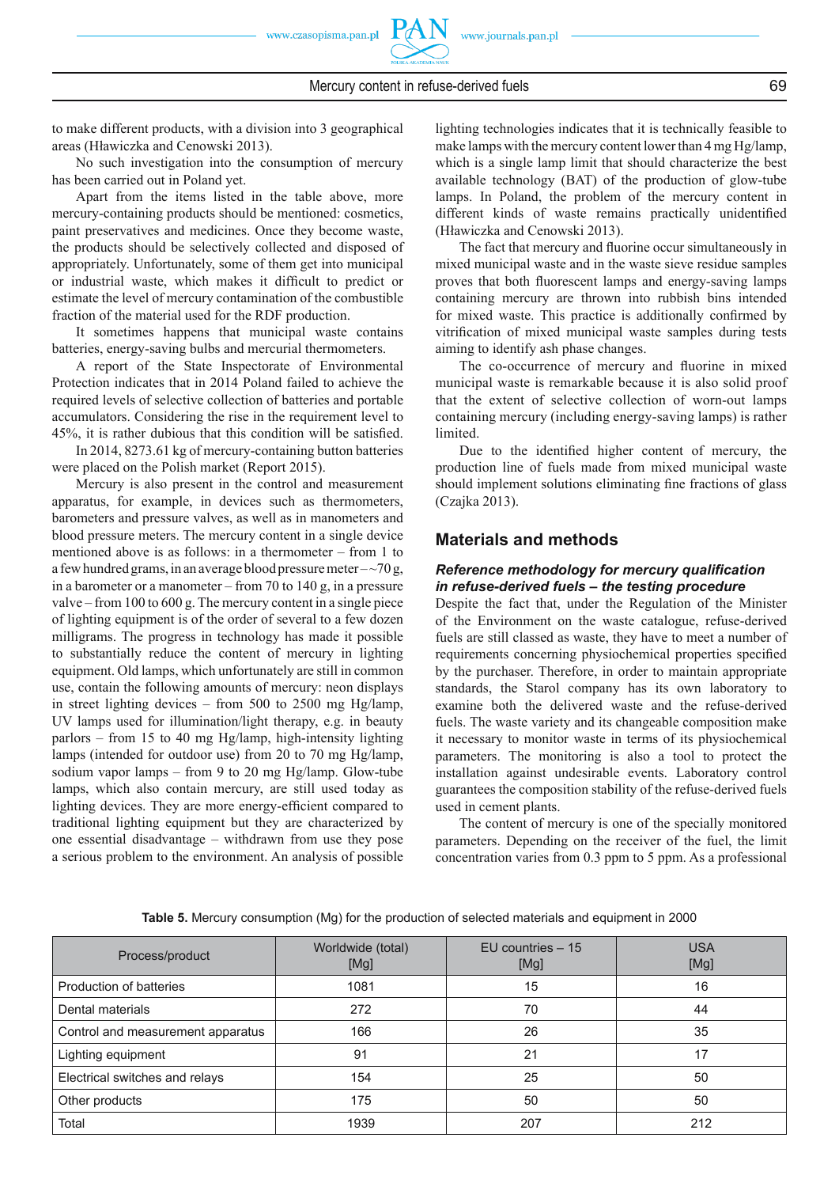to make different products, with a division into 3 geographical areas (Hławiczka and Cenowski 2013).

No such investigation into the consumption of mercury has been carried out in Poland yet.

Apart from the items listed in the table above, more mercury-containing products should be mentioned: cosmetics, paint preservatives and medicines. Once they become waste, the products should be selectively collected and disposed of appropriately. Unfortunately, some of them get into municipal or industrial waste, which makes it difficult to predict or estimate the level of mercury contamination of the combustible fraction of the material used for the RDF production.

It sometimes happens that municipal waste contains batteries, energy-saving bulbs and mercurial thermometers.

A report of the State Inspectorate of Environmental Protection indicates that in 2014 Poland failed to achieve the required levels of selective collection of batteries and portable accumulators. Considering the rise in the requirement level to 45%, it is rather dubious that this condition will be satisfied.

In 2014, 8273.61 kg of mercury-containing button batteries were placed on the Polish market (Report 2015).

Mercury is also present in the control and measurement apparatus, for example, in devices such as thermometers, barometers and pressure valves, as well as in manometers and blood pressure meters. The mercury content in a single device mentioned above is as follows: in a thermometer – from 1 to a few hundred grams, in an average blood pressure meter – ~70 g, in a barometer or a manometer – from 70 to 140 g, in a pressure valve – from 100 to 600 g. The mercury content in a single piece of lighting equipment is of the order of several to a few dozen milligrams. The progress in technology has made it possible to substantially reduce the content of mercury in lighting equipment. Old lamps, which unfortunately are still in common use, contain the following amounts of mercury: neon displays in street lighting devices – from 500 to 2500 mg Hg/lamp, UV lamps used for illumination/light therapy, e.g. in beauty parlors – from 15 to 40 mg Hg/lamp, high-intensity lighting lamps (intended for outdoor use) from 20 to 70 mg Hg/lamp, sodium vapor lamps – from 9 to 20 mg Hg/lamp. Glow-tube lamps, which also contain mercury, are still used today as lighting devices. They are more energy-efficient compared to traditional lighting equipment but they are characterized by one essential disadvantage – withdrawn from use they pose a serious problem to the environment. An analysis of possible lighting technologies indicates that it is technically feasible to make lamps with the mercury content lower than 4 mg Hg/lamp, which is a single lamp limit that should characterize the best available technology (BAT) of the production of glow-tube lamps. In Poland, the problem of the mercury content in different kinds of waste remains practically unidentified (Hławiczka and Cenowski 2013).

The fact that mercury and fluorine occur simultaneously in mixed municipal waste and in the waste sieve residue samples proves that both fluorescent lamps and energy-saving lamps containing mercury are thrown into rubbish bins intended for mixed waste. This practice is additionally confirmed by vitrification of mixed municipal waste samples during tests aiming to identify ash phase changes.

The co-occurrence of mercury and fluorine in mixed municipal waste is remarkable because it is also solid proof that the extent of selective collection of worn-out lamps containing mercury (including energy-saving lamps) is rather limited.

Due to the identified higher content of mercury, the production line of fuels made from mixed municipal waste should implement solutions eliminating fine fractions of glass (Czajka 2013).

## Materials and methods

### *Reference methodology for mercury qualification in refuse-derived fuels – the testing procedure*

Despite the fact that, under the Regulation of the Minister of the Environment on the waste catalogue, refuse-derived fuels are still classed as waste, they have to meet a number of requirements concerning physiochemical properties specified by the purchaser. Therefore, in order to maintain appropriate standards, the Starol company has its own laboratory to examine both the delivered waste and the refuse-derived fuels. The waste variety and its changeable composition make it necessary to monitor waste in terms of its physiochemical parameters. The monitoring is also a tool to protect the installation against undesirable events. Laboratory control guarantees the composition stability of the refuse-derived fuels used in cement plants.

The content of mercury is one of the specially monitored parameters. Depending on the receiver of the fuel, the limit concentration varies from 0.3 ppm to 5 ppm. As a professional

**Table 5.** Mercury consumption (Mg) for the production of selected materials and equipment in 2000

| Process/product | Worldwide (total) [Mg] | EU countries – 15 [Mg] | USA [Mg] |
|---|---|---|---|
| Production of batteries | 1081 | 15 | 16 |
| Dental materials | 272 | 70 | 44 |
| Control and measurement apparatus | 166 | 26 | 35 |
| Lighting equipment | 91 | 21 | 17 |
| Electrical switches and relays | 154 | 25 | 50 |
| Other products | 175 | 50 | 50 |
| Total | 1939 | 207 | 212 |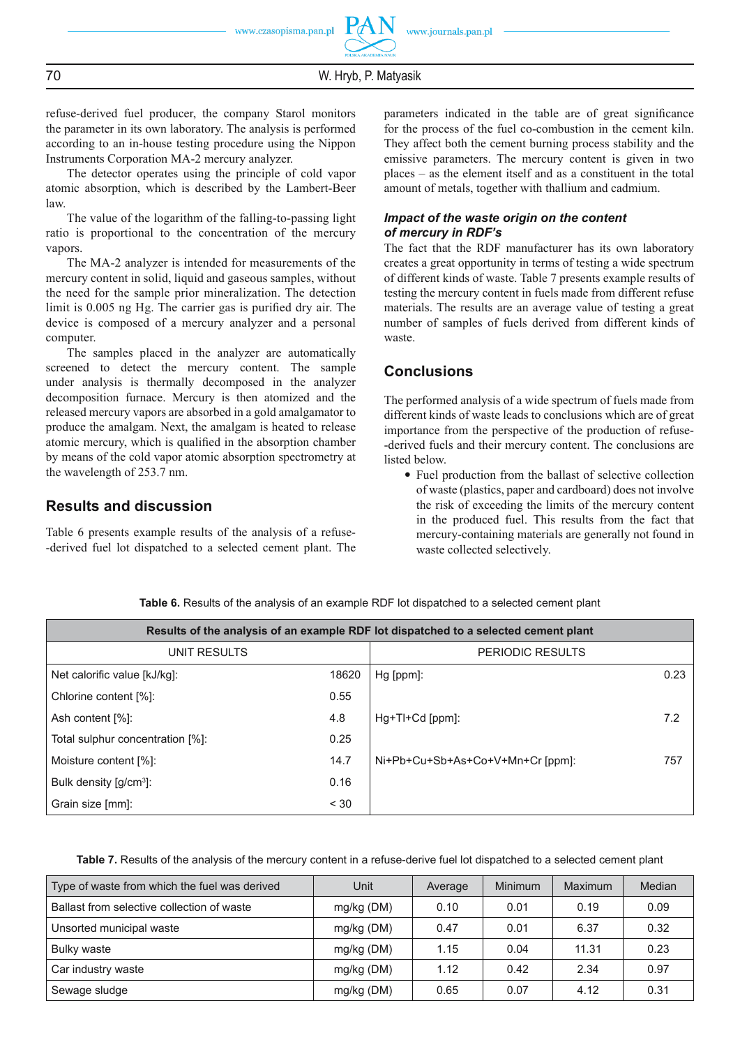refuse-derived fuel producer, the company Starol monitors the parameter in its own laboratory. The analysis is performed according to an in-house testing procedure using the Nippon Instruments Corporation MA-2 mercury analyzer.

The detector operates using the principle of cold vapor atomic absorption, which is described by the Lambert-Beer law.

The value of the logarithm of the falling-to-passing light ratio is proportional to the concentration of the mercury vapors.

The MA-2 analyzer is intended for measurements of the mercury content in solid, liquid and gaseous samples, without the need for the sample prior mineralization. The detection limit is 0.005 ng Hg. The carrier gas is purified dry air. The device is composed of a mercury analyzer and a personal computer.

The samples placed in the analyzer are automatically screened to detect the mercury content. The sample under analysis is thermally decomposed in the analyzer decomposition furnace. Mercury is then atomized and the released mercury vapors are absorbed in a gold amalgamator to produce the amalgam. Next, the amalgam is heated to release atomic mercury, which is qualified in the absorption chamber by means of the cold vapor atomic absorption spectrometry at the wavelength of 253.7 nm.

## Results and discussion

Table 6 presents example results of the analysis of a refuse-derived fuel lot dispatched to a selected cement plant. The parameters indicated in the table are of great significance for the process of the fuel co-combustion in the cement kiln. They affect both the cement burning process stability and the emissive parameters. The mercury content is given in two places – as the element itself and as a constituent in the total amount of metals, together with thallium and cadmium.

### *Impact of the waste origin on the content of mercury in RDF's*

The fact that the RDF manufacturer has its own laboratory creates a great opportunity in terms of testing a wide spectrum of different kinds of waste. Table 7 presents example results of testing the mercury content in fuels made from different refuse materials. The results are an average value of testing a great number of samples of fuels derived from different kinds of waste.

## Conclusions

The performed analysis of a wide spectrum of fuels made from different kinds of waste leads to conclusions which are of great importance from the perspective of the production of refuse-derived fuels and their mercury content. The conclusions are listed below.

- Fuel production from the ballast of selective collection of waste (plastics, paper and cardboard) does not involve the risk of exceeding the limits of the mercury content in the produced fuel. This results from the fact that mercury-containing materials are generally not found in waste collected selectively.

**Table 6.** Results of the analysis of an example RDF lot dispatched to a selected cement plant

| Results of the analysis of an example RDF lot dispatched to a selected cement plant | | | |
|---|---|---|---|
| UNIT RESULTS | | PERIODIC RESULTS | |
| Net calorific value [kJ/kg]: | 18620 | Hg [ppm]: | 0.23 |
| Chlorine content [%]: | 0.55 | | |
| Ash content [%]: | 4.8 | Hg+Tl+Cd [ppm]: | 7.2 |
| Total sulphur concentration [%]: | 0.25 | | |
| Moisture content [%]: | 14.7 | Ni+Pb+Cu+Sb+As+Co+V+Mn+Cr [ppm]: | 757 |
| Bulk density [g/cm$^3$]: | 0.16 | | |
| Grain size [mm]: | < 30 | | |

**Table 7.** Results of the analysis of the mercury content in a refuse-derive fuel lot dispatched to a selected cement plant

| Type of waste from which the fuel was derived | Unit | Average | Minimum | Maximum | Median |
|---|---|---|---|---|---|
| Ballast from selective collection of waste | mg/kg (DM) | 0.10 | 0.01 | 0.19 | 0.09 |
| Unsorted municipal waste | mg/kg (DM) | 0.47 | 0.01 | 6.37 | 0.32 |
| Bulky waste | mg/kg (DM) | 1.15 | 0.04 | 11.31 | 0.23 |
| Car industry waste | mg/kg (DM) | 1.12 | 0.42 | 2.34 | 0.97 |
| Sewage sludge | mg/kg (DM) | 0.65 | 0.07 | 4.12 | 0.31 |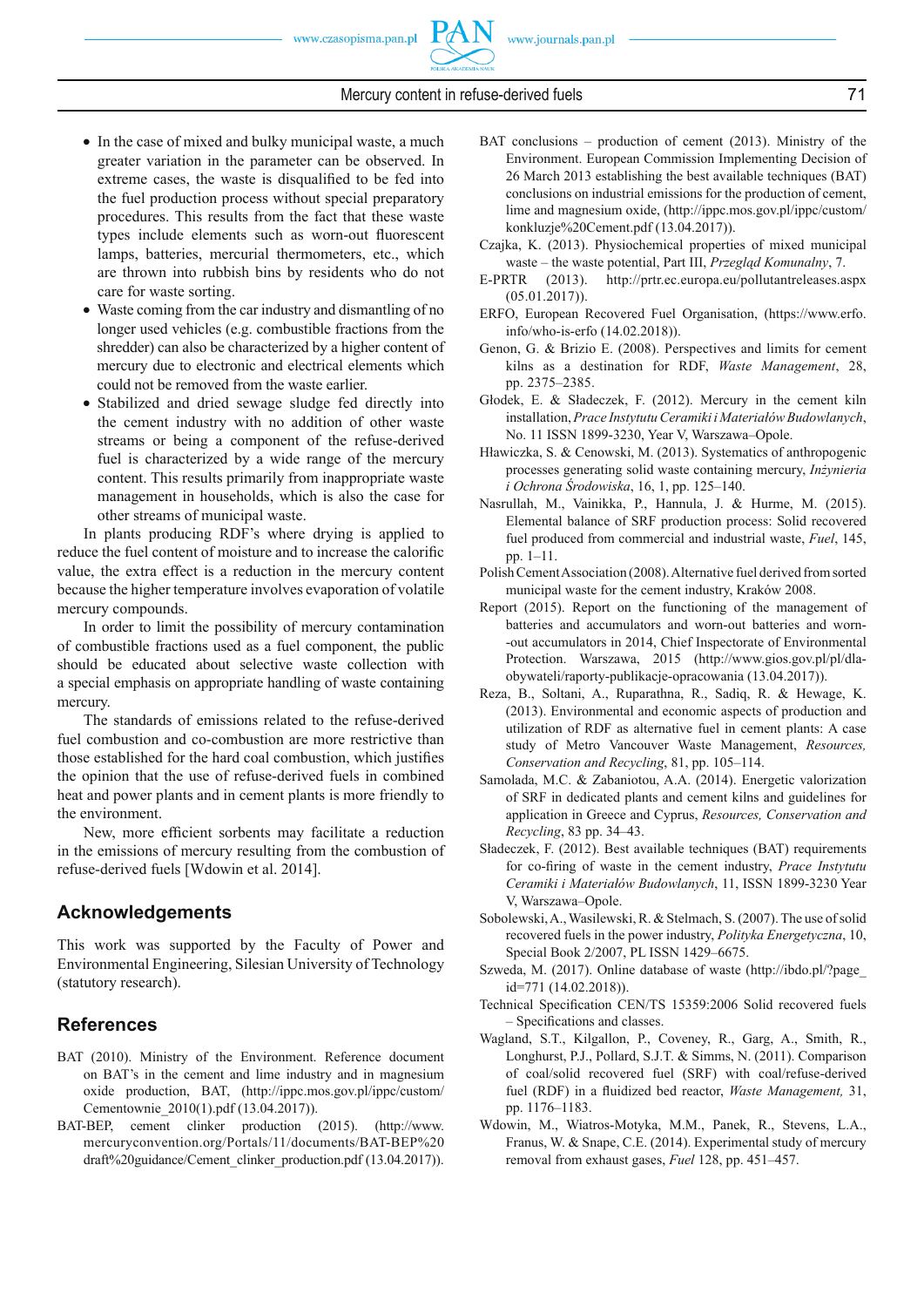- In the case of mixed and bulky municipal waste, a much greater variation in the parameter can be observed. In extreme cases, the waste is disqualified to be fed into the fuel production process without special preparatory procedures. This results from the fact that these waste types include elements such as worn-out fluorescent lamps, batteries, mercurial thermometers, etc., which are thrown into rubbish bins by residents who do not care for waste sorting.
- Waste coming from the car industry and dismantling of no longer used vehicles (e.g. combustible fractions from the shredder) can also be characterized by a higher content of mercury due to electronic and electrical elements which could not be removed from the waste earlier.
- Stabilized and dried sewage sludge fed directly into the cement industry with no addition of other waste streams or being a component of the refuse-derived fuel is characterized by a wide range of the mercury content. This results primarily from inappropriate waste management in households, which is also the case for other streams of municipal waste.

In plants producing RDF's where drying is applied to reduce the fuel content of moisture and to increase the calorific value, the extra effect is a reduction in the mercury content because the higher temperature involves evaporation of volatile mercury compounds.

In order to limit the possibility of mercury contamination of combustible fractions used as a fuel component, the public should be educated about selective waste collection with a special emphasis on appropriate handling of waste containing mercury.

The standards of emissions related to the refuse-derived fuel combustion and co-combustion are more restrictive than those established for the hard coal combustion, which justifies the opinion that the use of refuse-derived fuels in combined heat and power plants and in cement plants is more friendly to the environment.

New, more efficient sorbents may facilitate a reduction in the emissions of mercury resulting from the combustion of refuse-derived fuels [Wdowin et al. 2014].

## Acknowledgements

This work was supported by the Faculty of Power and Environmental Engineering, Silesian University of Technology (statutory research).

## References

BAT (2010). Ministry of the Environment. Reference document on BAT's in the cement and lime industry and in magnesium oxide production, BAT, (http://ippc.mos.gov.pl/ippc/custom/Cementownie_2010(1).pdf (13.04.2017)).

BAT-BEP, cement clinker production (2015). (http://www.mercuryconvention.org/Portals/11/documents/BAT-BEP%20draft%20guidance/Cement_clinker_production.pdf (13.04.2017)).

BAT conclusions – production of cement (2013). Ministry of the Environment. European Commission Implementing Decision of 26 March 2013 establishing the best available techniques (BAT) conclusions on industrial emissions for the production of cement, lime and magnesium oxide, (http://ippc.mos.gov.pl/ippc/custom/konkluzje%20Cement.pdf (13.04.2017)).

Czajka, K. (2013). Physiochemical properties of mixed municipal waste – the waste potential, Part III, *Przegląd Komunalny*, 7.

E-PRTR (2013). http://prtr.ec.europa.eu/pollutantreleases.aspx (05.01.2017)).

ERFO, European Recovered Fuel Organisation, (https://www.erfo.info/who-is-erfo (14.02.2018)).

Genon, G. & Brizio E. (2008). Perspectives and limits for cement kilns as a destination for RDF, *Waste Management*, 28, pp. 2375–2385.

Głodek, E. & Sładeczek, F. (2012). Mercury in the cement kiln installation, *Prace Instytutu Ceramiki i Materiałów Budowlanych*, No. 11 ISSN 1899-3230, Year V, Warszawa–Opole.

Hławiczka, S. & Cenowski, M. (2013). Systematics of anthropogenic processes generating solid waste containing mercury, *Inżynieria i Ochrona Środowiska*, 16, 1, pp. 125–140.

Nasrullah, M., Vainikka, P., Hannula, J. & Hurme, M. (2015). Elemental balance of SRF production process: Solid recovered fuel produced from commercial and industrial waste, *Fuel*, 145, pp. 1–11.

Polish Cement Association (2008). Alternative fuel derived from sorted municipal waste for the cement industry, Kraków 2008.

Report (2015). Report on the functioning of the management of batteries and accumulators and worn-out batteries and worn-out accumulators in 2014, Chief Inspectorate of Environmental Protection. Warszawa, 2015 (http://www.gios.gov.pl/pl/dla-obywateli/raporty-publikacje-opracowania (13.04.2017)).

Reza, B., Soltani, A., Ruparathna, R., Sadiq, R. & Hewage, K. (2013). Environmental and economic aspects of production and utilization of RDF as alternative fuel in cement plants: A case study of Metro Vancouver Waste Management, *Resources, Conservation and Recycling*, 81, pp. 105–114.

Samolada, M.C. & Zabaniotou, A.A. (2014). Energetic valorization of SRF in dedicated plants and cement kilns and guidelines for application in Greece and Cyprus, *Resources, Conservation and Recycling*, 83 pp. 34–43.

Sładeczek, F. (2012). Best available techniques (BAT) requirements for co-firing of waste in the cement industry, *Prace Instytutu Ceramiki i Materiałów Budowlanych*, 11, ISSN 1899-3230 Year V, Warszawa–Opole.

Sobolewski, A., Wasilewski, R. & Stelmach, S. (2007). The use of solid recovered fuels in the power industry, *Polityka Energetyczna*, 10, Special Book 2/2007, PL ISSN 1429–6675.

Szweda, M. (2017). Online database of waste (http://ibdo.pl/?page_id=771 (14.02.2018)).

Technical Specification CEN/TS 15359:2006 Solid recovered fuels – Specifications and classes.

Wagland, S.T., Kilgallon, P., Coveney, R., Garg, A., Smith, R., Longhurst, P.J., Pollard, S.J.T. & Simms, N. (2011). Comparison of coal/solid recovered fuel (SRF) with coal/refuse-derived fuel (RDF) in a fluidized bed reactor, *Waste Management,* 31, pp. 1176–1183.

Wdowin, M., Wiatros-Motyka, M.M., Panek, R., Stevens, L.A., Franus, W. & Snape, C.E. (2014). Experimental study of mercury removal from exhaust gases, *Fuel* 128, pp. 451–457.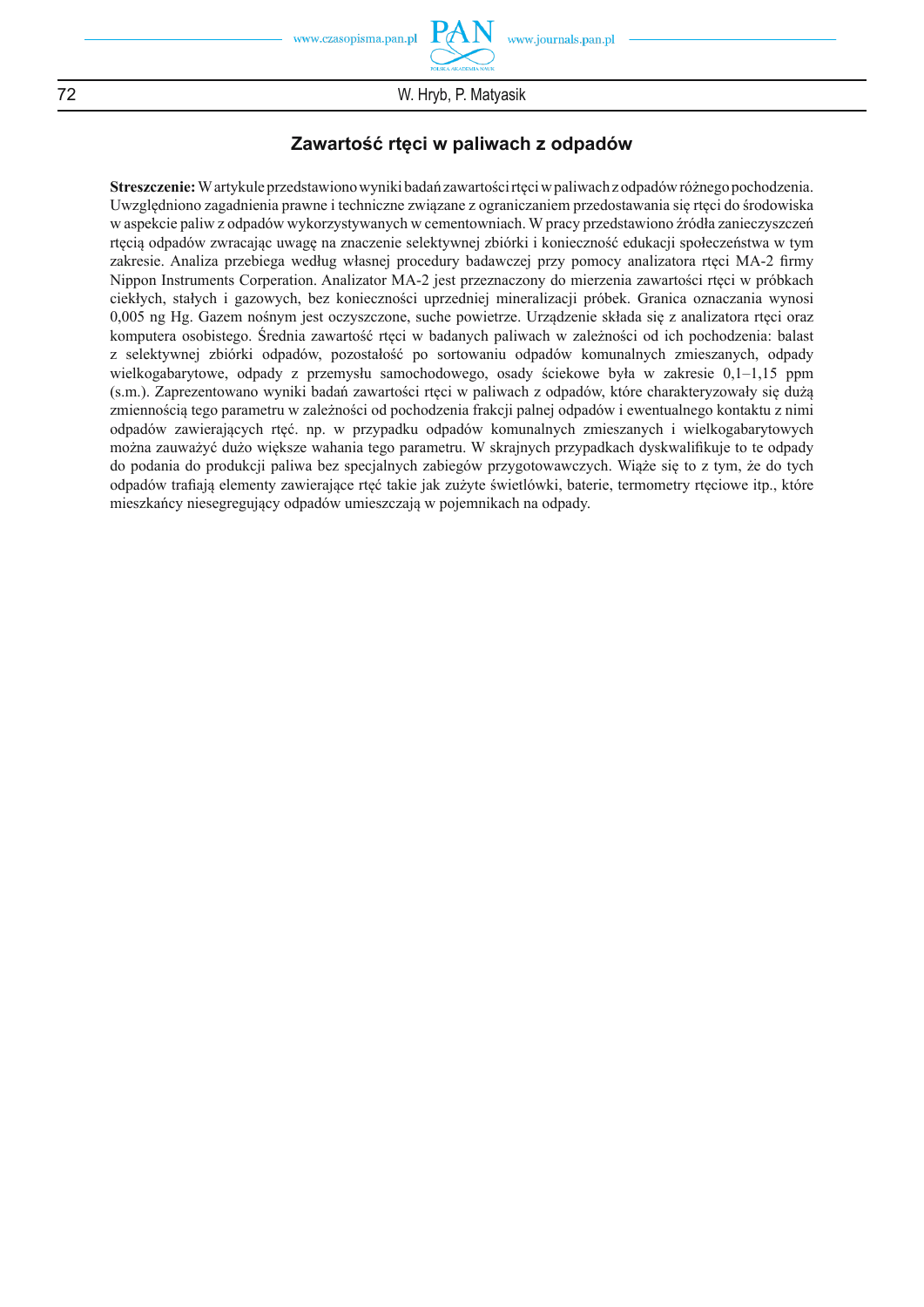## Zawartość rtęci w paliwach z odpadów

**Streszczenie:** W artykule przedstawiono wyniki badań zawartości rtęci w paliwach z odpadów różnego pochodzenia. Uwzględniono zagadnienia prawne i techniczne związane z ograniczaniem przedostawania się rtęci do środowiska w aspekcie paliw z odpadów wykorzystywanych w cementowniach. W pracy przedstawiono źródła zanieczyszczeń rtęcią odpadów zwracając uwagę na znaczenie selektywnej zbiórki i konieczność edukacji społeczeństwa w tym zakresie. Analiza przebiega według własnej procedury badawczej przy pomocy analizatora rtęci MA-2 firmy Nippon Instruments Corperation. Analizator MA-2 jest przeznaczony do mierzenia zawartości rtęci w próbkach ciekłych, stałych i gazowych, bez konieczności uprzedniej mineralizacji próbek. Granica oznaczania wynosi 0,005 ng Hg. Gazem nośnym jest oczyszczone, suche powietrze. Urządzenie składa się z analizatora rtęci oraz komputera osobistego. Średnia zawartość rtęci w badanych paliwach w zależności od ich pochodzenia: balast z selektywnej zbiórki odpadów, pozostałość po sortowaniu odpadów komunalnych zmieszanych, odpady wielkogabarytowe, odpady z przemysłu samochodowego, osady ściekowe była w zakresie 0,1–1,15 ppm (s.m.). Zaprezentowano wyniki badań zawartości rtęci w paliwach z odpadów, które charakteryzowały się dużą zmiennością tego parametru w zależności od pochodzenia frakcji palnej odpadów i ewentualnego kontaktu z nimi odpadów zawierających rtęć. np. w przypadku odpadów komunalnych zmieszanych i wielkogabarytowych można zauważyć dużo większe wahania tego parametru. W skrajnych przypadkach dyskwalifikuje to te odpady do podania do produkcji paliwa bez specjalnych zabiegów przygotowawczych. Wiąże się to z tym, że do tych odpadów trafiają elementy zawierające rtęć takie jak zużyte świetlówki, baterie, termometry rtęciowe itp., które mieszkańcy niesegregujący odpadów umieszczają w pojemnikach na odpady.